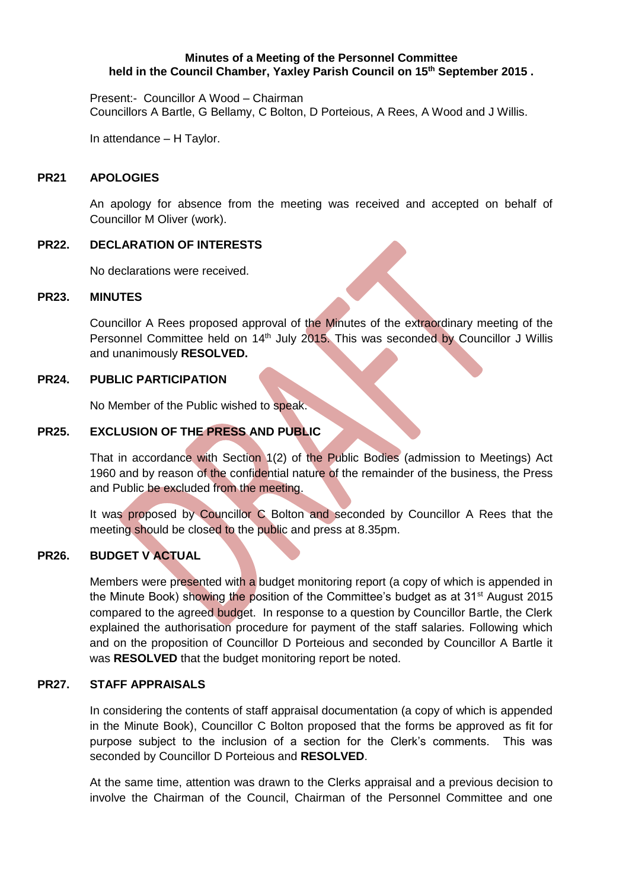**Minutes of a Meeting of the Personnel Committee**
**held in the Council Chamber, Yaxley Parish Council on 15th September 2015 .**

Present:- Councillor A Wood – Chairman
Councillors A Bartle, G Bellamy, C Bolton, D Porteious, A Rees, A Wood and J Willis.

In attendance – H Taylor.

**PR21 APOLOGIES**

An apology for absence from the meeting was received and accepted on behalf of Councillor M Oliver (work).

**PR22. DECLARATION OF INTERESTS**

No declarations were received.

**PR23. MINUTES**

Councillor A Rees proposed approval of the Minutes of the extraordinary meeting of the Personnel Committee held on 14th July 2015. This was seconded by Councillor J Willis and unanimously **RESOLVED.**

**PR24. PUBLIC PARTICIPATION**

No Member of the Public wished to speak.

**PR25. EXCLUSION OF THE PRESS AND PUBLIC**

That in accordance with Section 1(2) of the Public Bodies (admission to Meetings) Act 1960 and by reason of the confidential nature of the remainder of the business, the Press and Public be excluded from the meeting.

It was proposed by Councillor C Bolton and seconded by Councillor A Rees that the meeting should be closed to the public and press at 8.35pm.

**PR26. BUDGET V ACTUAL**

Members were presented with a budget monitoring report (a copy of which is appended in the Minute Book) showing the position of the Committee's budget as at 31st August 2015 compared to the agreed budget. In response to a question by Councillor Bartle, the Clerk explained the authorisation procedure for payment of the staff salaries. Following which and on the proposition of Councillor D Porteious and seconded by Councillor A Bartle it was **RESOLVED** that the budget monitoring report be noted.

**PR27. STAFF APPRAISALS**

In considering the contents of staff appraisal documentation (a copy of which is appended in the Minute Book), Councillor C Bolton proposed that the forms be approved as fit for purpose subject to the inclusion of a section for the Clerk's comments. This was seconded by Councillor D Porteious and **RESOLVED**.

At the same time, attention was drawn to the Clerks appraisal and a previous decision to involve the Chairman of the Council, Chairman of the Personnel Committee and one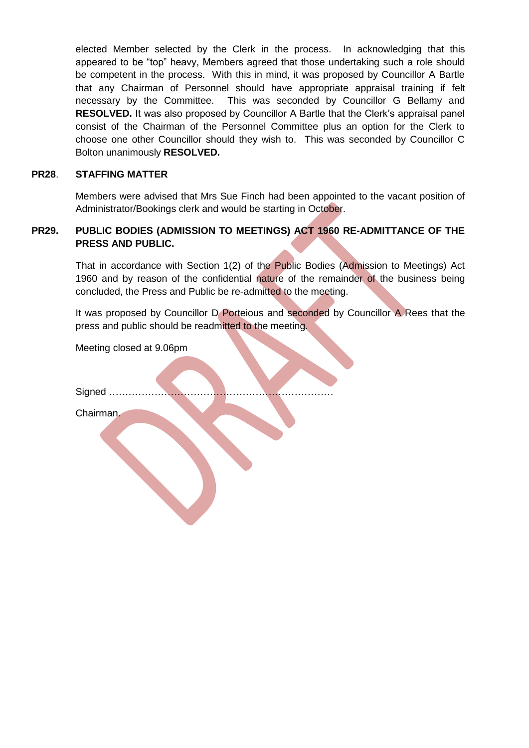elected Member selected by the Clerk in the process. In acknowledging that this appeared to be "top" heavy, Members agreed that those undertaking such a role should be competent in the process. With this in mind, it was proposed by Councillor A Bartle that any Chairman of Personnel should have appropriate appraisal training if felt necessary by the Committee. This was seconded by Councillor G Bellamy and **RESOLVED.** It was also proposed by Councillor A Bartle that the Clerk's appraisal panel consist of the Chairman of the Personnel Committee plus an option for the Clerk to choose one other Councillor should they wish to. This was seconded by Councillor C Bolton unanimously **RESOLVED.**

**PR28**. **STAFFING MATTER**

Members were advised that Mrs Sue Finch had been appointed to the vacant position of Administrator/Bookings clerk and would be starting in October.

**PR29. PUBLIC BODIES (ADMISSION TO MEETINGS) ACT 1960 RE-ADMITTANCE OF THE PRESS AND PUBLIC.**

That in accordance with Section 1(2) of the Public Bodies (Admission to Meetings) Act 1960 and by reason of the confidential nature of the remainder of the business being concluded, the Press and Public be re-admitted to the meeting.

It was proposed by Councillor D Porteious and seconded by Councillor A Rees that the press and public should be readmitted to the meeting.

Meeting closed at 9.06pm

Signed ……………………………………………………………

Chairman.

DRAFT